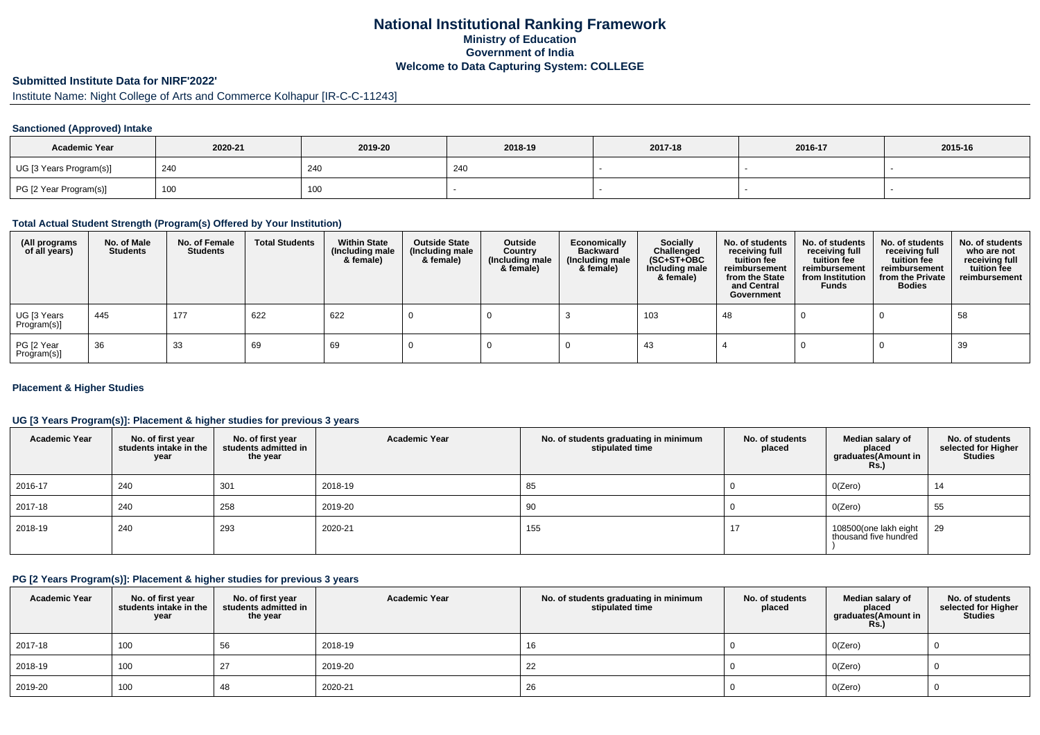# National Institutional Ranking Framework

**Ministry of Education**

**Government of India**

**Welcome to Data Capturing System: COLLEGE**

## Submitted Institute Data for NIRF'2022'

Institute Name: Night College of Arts and Commerce Kolhapur [IR-C-C-11243]

### Sanctioned (Approved) Intake

| Academic Year | 2020-21 | 2019-20 | 2018-19 | 2017-18 | 2016-17 | 2015-16 |
|---|---|---|---|---|---|---|
| UG [3 Years Program(s)] | 240 | 240 | 240 | - | - | - |
| PG [2 Year Program(s)] | 100 | 100 | - | - | - | - |

### Total Actual Student Strength (Program(s) Offered by Your Institution)

| (All programs of all years) | No. of Male Students | No. of Female Students | Total Students | Within State (Including male & female) | Outside State (Including male & female) | Outside Country (Including male & female) | Economically Backward (Including male & female) | Socially Challenged (SC+ST+OBC Including male & female) | No. of students receiving full tuition fee reimbursement from the State and Central Government | No. of students receiving full tuition fee reimbursement from Institution Funds | No. of students receiving full tuition fee reimbursement from the Private Bodies | No. of students who are not receiving full tuition fee reimbursement |
|---|---|---|---|---|---|---|---|---|---|---|---|---|
| UG [3 Years Program(s)] | 445 | 177 | 622 | 622 | 0 | 0 | 3 | 103 | 48 | 0 | 0 | 58 |
| PG [2 Year Program(s)] | 36 | 33 | 69 | 69 | 0 | 0 | 0 | 43 | 4 | 0 | 0 | 39 |

### Placement & Higher Studies

#### UG [3 Years Program(s)]: Placement & higher studies for previous 3 years

| Academic Year | No. of first year students intake in the year | No. of first year students admitted in the year | Academic Year | No. of students graduating in minimum stipulated time | No. of students placed | Median salary of placed graduates(Amount in Rs.) | No. of students selected for Higher Studies |
|---|---|---|---|---|---|---|---|
| 2016-17 | 240 | 301 | 2018-19 | 85 | 0 | 0(Zero) | 14 |
| 2017-18 | 240 | 258 | 2019-20 | 90 | 0 | 0(Zero) | 55 |
| 2018-19 | 240 | 293 | 2020-21 | 155 | 17 | 108500(one lakh eight thousand five hundred ) | 29 |

#### PG [2 Years Program(s)]: Placement & higher studies for previous 3 years

| Academic Year | No. of first year students intake in the year | No. of first year students admitted in the year | Academic Year | No. of students graduating in minimum stipulated time | No. of students placed | Median salary of placed graduates(Amount in Rs.) | No. of students selected for Higher Studies |
|---|---|---|---|---|---|---|---|
| 2017-18 | 100 | 56 | 2018-19 | 16 | 0 | 0(Zero) | 0 |
| 2018-19 | 100 | 27 | 2019-20 | 22 | 0 | 0(Zero) | 0 |
| 2019-20 | 100 | 48 | 2020-21 | 26 | 0 | 0(Zero) | 0 |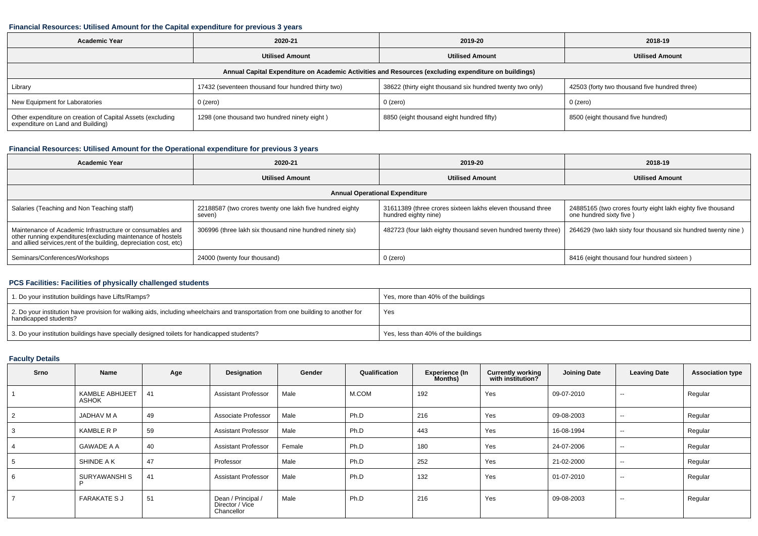### Financial Resources: Utilised Amount for the Capital expenditure for previous 3 years

| Academic Year | 2020-21 | 2019-20 | 2018-19 |
|---|---|---|---|
| | Utilised Amount | Utilised Amount | Utilised Amount |
| Annual Capital Expenditure on Academic Activities and Resources (excluding expenditure on buildings) | | | |
| Library | 17432 (seventeen thousand four hundred thirty two) | 38622 (thirty eight thousand six hundred twenty two only) | 42503 (forty two thousand five hundred three) |
| New Equipment for Laboratories | 0 (zero) | 0 (zero) | 0 (zero) |
| Other expenditure on creation of Capital Assets (excluding expenditure on Land and Building) | 1298 (one thousand two hundred ninety eight ) | 8850 (eight thousand eight hundred fifty) | 8500 (eight thousand five hundred) |

### Financial Resources: Utilised Amount for the Operational expenditure for previous 3 years

| Academic Year | 2020-21 | 2019-20 | 2018-19 |
|---|---|---|---|
| | Utilised Amount | Utilised Amount | Utilised Amount |
| Annual Operational Expenditure | | | |
| Salaries (Teaching and Non Teaching staff) | 22188587 (two crores twenty one lakh five hundred eighty seven) | 31611389 (three crores sixteen lakhs eleven thousand three hundred eighty nine) | 24885165 (two crores fourty eight lakh eighty five thousand one hundred sixty five ) |
| Maintenance of Academic Infrastructure or consumables and other running expenditures(excluding maintenance of hostels and allied services,rent of the building, depreciation cost, etc) | 306996 (three lakh six thousand nine hundred ninety six) | 482723 (four lakh eighty thousand seven hundred twenty three) | 264629 (two lakh sixty four thousand six hundred twenty nine ) |
| Seminars/Conferences/Workshops | 24000 (twenty four thousand) | 0 (zero) | 8416 (eight thousand four hundred sixteen ) |

### PCS Facilities: Facilities of physically challenged students

| | |
|---|---|
| 1. Do your institution buildings have Lifts/Ramps? | Yes, more than 40% of the buildings |
| 2. Do your institution have provision for walking aids, including wheelchairs and transportation from one building to another for handicapped students? | Yes |
| 3. Do your institution buildings have specially designed toilets for handicapped students? | Yes, less than 40% of the buildings |

### Faculty Details

| Srno | Name | Age | Designation | Gender | Qualification | Experience (In Months) | Currently working with institution? | Joining Date | Leaving Date | Association type |
|---|---|---|---|---|---|---|---|---|---|---|
| 1 | KAMBLE ABHIJEET ASHOK | 41 | Assistant Professor | Male | M.COM | 192 | Yes | 09-07-2010 | -- | Regular |
| 2 | JADHAV M A | 49 | Associate Professor | Male | Ph.D | 216 | Yes | 09-08-2003 | -- | Regular |
| 3 | KAMBLE R P | 59 | Assistant Professor | Male | Ph.D | 443 | Yes | 16-08-1994 | -- | Regular |
| 4 | GAWADE A A | 40 | Assistant Professor | Female | Ph.D | 180 | Yes | 24-07-2006 | -- | Regular |
| 5 | SHINDE A K | 47 | Professor | Male | Ph.D | 252 | Yes | 21-02-2000 | -- | Regular |
| 6 | SURYAWANSHI S P | 41 | Assistant Professor | Male | Ph.D | 132 | Yes | 01-07-2010 | -- | Regular |
| 7 | FARAKATE S J | 51 | Dean / Principal / Director / Vice Chancellor | Male | Ph.D | 216 | Yes | 09-08-2003 | -- | Regular |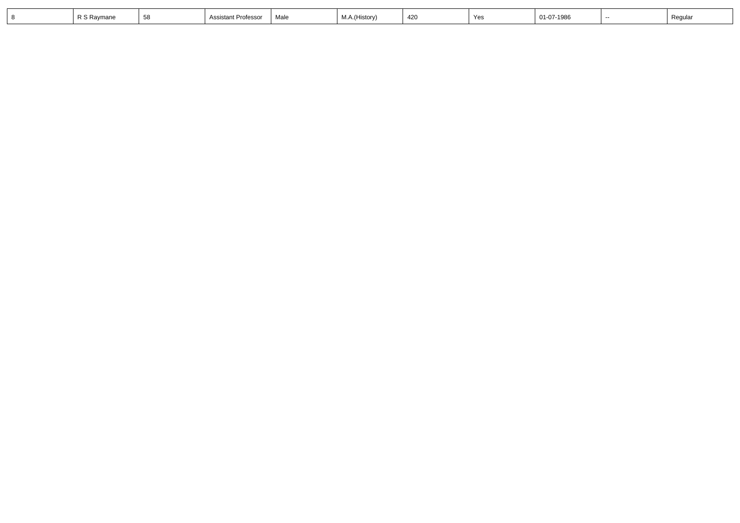| | | | | | | | | | | |
|---|---|---|---|---|---|---|---|---|---|---|
| 8 | R S Raymane | 58 | Assistant Professor | Male | M.A.(History) | 420 | Yes | 01-07-1986 | -- | Regular |